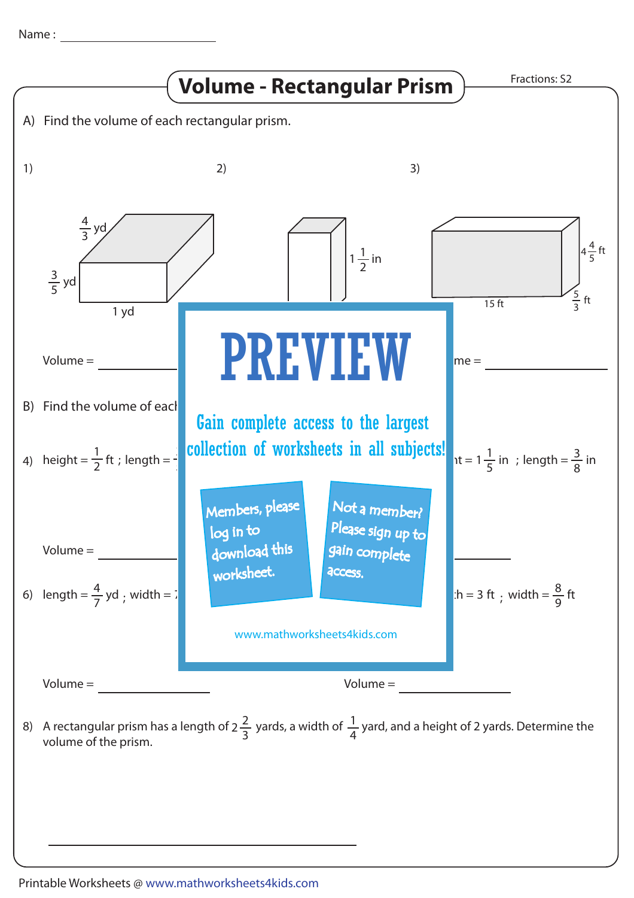Name : ____________________

# Volume - Rectangular Prism

Fractions: S2

A) Find the volume of each rectangular prism.

1)

$\frac{4}{3}$ yd

$\frac{3}{5}$ yd

1 yd

Volume = ____________

2)

$1\frac{1}{2}$ in

3)

$4\frac{4}{5}$ ft

15 ft

$\frac{5}{3}$ ft

me = ____________

PREVIEW

Gain complete access to the largest collection of worksheets in all subjects!

Members, please log in to download this worksheet.

Not a member? Please sign up to gain complete access.

www.mathworksheets4kids.com

B) Find the volume of each

4) height = $\frac{1}{2}$ ft ; length =

nt = $1\frac{1}{5}$ in ; length = $\frac{3}{8}$ in

Volume = ____________

6) length = $\frac{4}{7}$ yd ; width =

:h = 3 ft ; width = $\frac{8}{9}$ ft

Volume = ____________

Volume = ____________

8) A rectangular prism has a length of $2\frac{2}{3}$ yards, a width of $\frac{1}{4}$ yard, and a height of 2 yards. Determine the volume of the prism.

____________________________________

Printable Worksheets @ www.mathworksheets4kids.com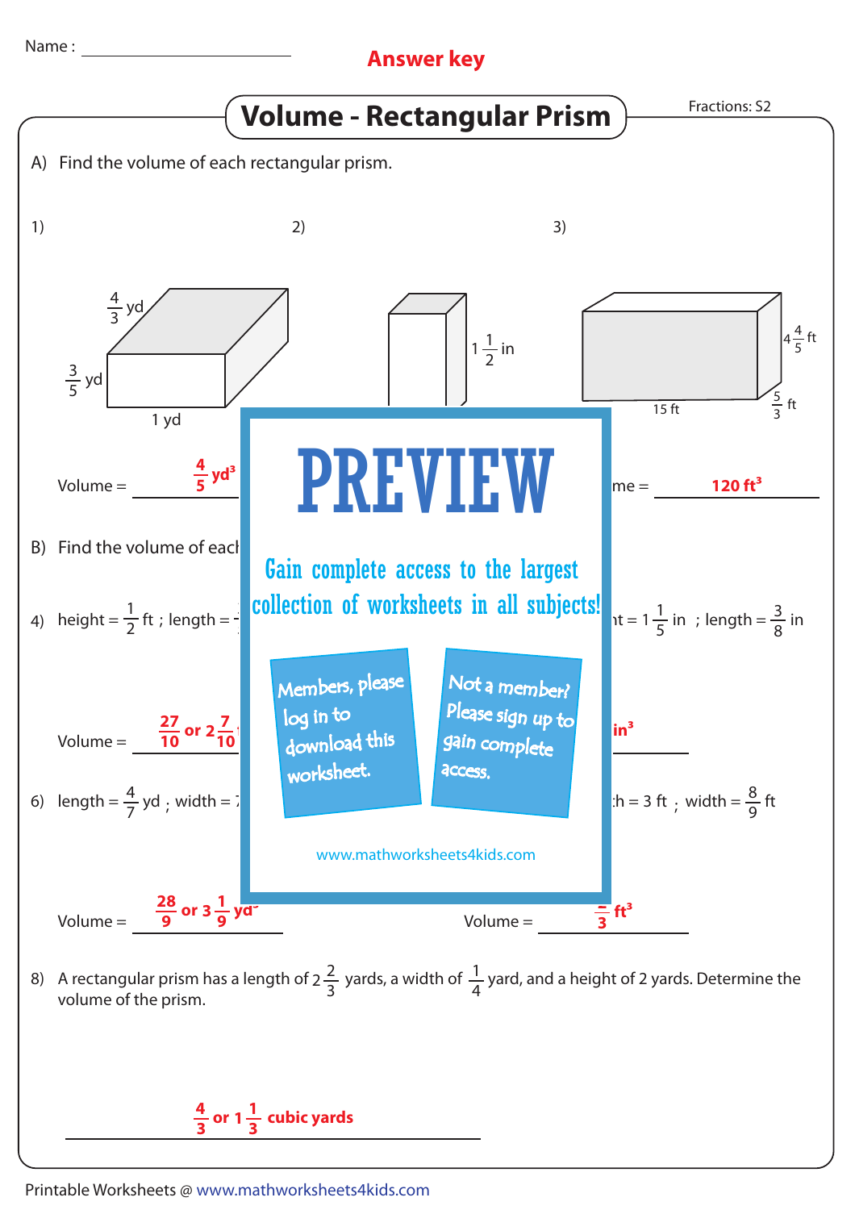Name : ____________________

**Answer key**

# Volume - Rectangular Prism

Fractions: S2

A) Find the volume of each rectangular prism.

1)

$\frac{4}{3}$ yd

$\frac{3}{5}$ yd

1 yd

Volume = $\frac{4}{5}$ $yd^3$

2)

$1\frac{1}{2}$ in

3)

$4\frac{4}{5}$ ft

15 ft

$\frac{5}{3}$ ft

me = 120 $ft^3$

PREVIEW

Gain complete access to the largest collection of worksheets in all subjects!

Members, please log in to download this worksheet.

Not a member? Please sign up to gain complete access.

www.mathworksheets4kids.com

B) Find the volume of each

4) height = $\frac{1}{2}$ ft ; length =

Volume = $\frac{27}{10}$ or $2\frac{7}{10}$

nt = $1\frac{1}{5}$ in ; length = $\frac{3}{8}$ in

$in^3$

6) length = $\frac{4}{7}$ yd ; width =

Volume = $\frac{28}{9}$ or $3\frac{1}{9}$ $yd^3$

:h = 3 ft ; width = $\frac{8}{9}$ ft

Volume = $\frac{}{3}$ $ft^3$

8) A rectangular prism has a length of $2\frac{2}{3}$ yards, a width of $\frac{1}{4}$ yard, and a height of 2 yards. Determine the volume of the prism.

$\frac{4}{3}$ or $1\frac{1}{3}$ cubic yards